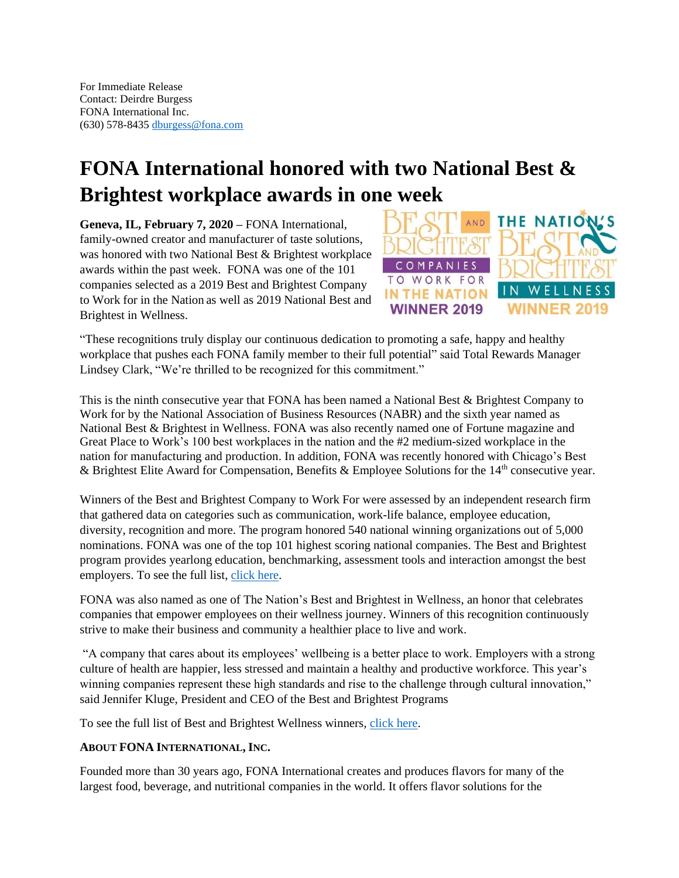For Immediate Release
Contact: Deirdre Burgess
FONA International Inc.
(630) 578-8435 dburgess@fona.com

# FONA International honored with two National Best & Brightest workplace awards in one week

**Geneva, IL, February 7, 2020 –** FONA International, family-owned creator and manufacturer of taste solutions, was honored with two National Best & Brightest workplace awards within the past week. FONA was one of the 101 companies selected as a 2019 Best and Brightest Company to Work for in the Nation as well as 2019 National Best and Brightest in Wellness.

"These recognitions truly display our continuous dedication to promoting a safe, happy and healthy workplace that pushes each FONA family member to their full potential" said Total Rewards Manager Lindsey Clark, "We're thrilled to be recognized for this commitment."

This is the ninth consecutive year that FONA has been named a National Best & Brightest Company to Work for by the National Association of Business Resources (NABR) and the sixth year named as National Best & Brightest in Wellness. FONA was also recently named one of Fortune magazine and Great Place to Work's 100 best workplaces in the nation and the #2 medium-sized workplace in the nation for manufacturing and production. In addition, FONA was recently honored with Chicago's Best & Brightest Elite Award for Compensation, Benefits & Employee Solutions for the 14th consecutive year.

Winners of the Best and Brightest Company to Work For were assessed by an independent research firm that gathered data on categories such as communication, work-life balance, employee education, diversity, recognition and more. The program honored 540 national winning organizations out of 5,000 nominations. FONA was one of the top 101 highest scoring national companies. The Best and Brightest program provides yearlong education, benchmarking, assessment tools and interaction amongst the best employers. To see the full list, click here.

FONA was also named as one of The Nation's Best and Brightest in Wellness, an honor that celebrates companies that empower employees on their wellness journey. Winners of this recognition continuously strive to make their business and community a healthier place to live and work.

"A company that cares about its employees' wellbeing is a better place to work. Employers with a strong culture of health are happier, less stressed and maintain a healthy and productive workforce. This year's winning companies represent these high standards and rise to the challenge through cultural innovation," said Jennifer Kluge, President and CEO of the Best and Brightest Programs

To see the full list of Best and Brightest Wellness winners, click here.

**ABOUT FONA INTERNATIONAL, INC.**

Founded more than 30 years ago, FONA International creates and produces flavors for many of the largest food, beverage, and nutritional companies in the world. It offers flavor solutions for the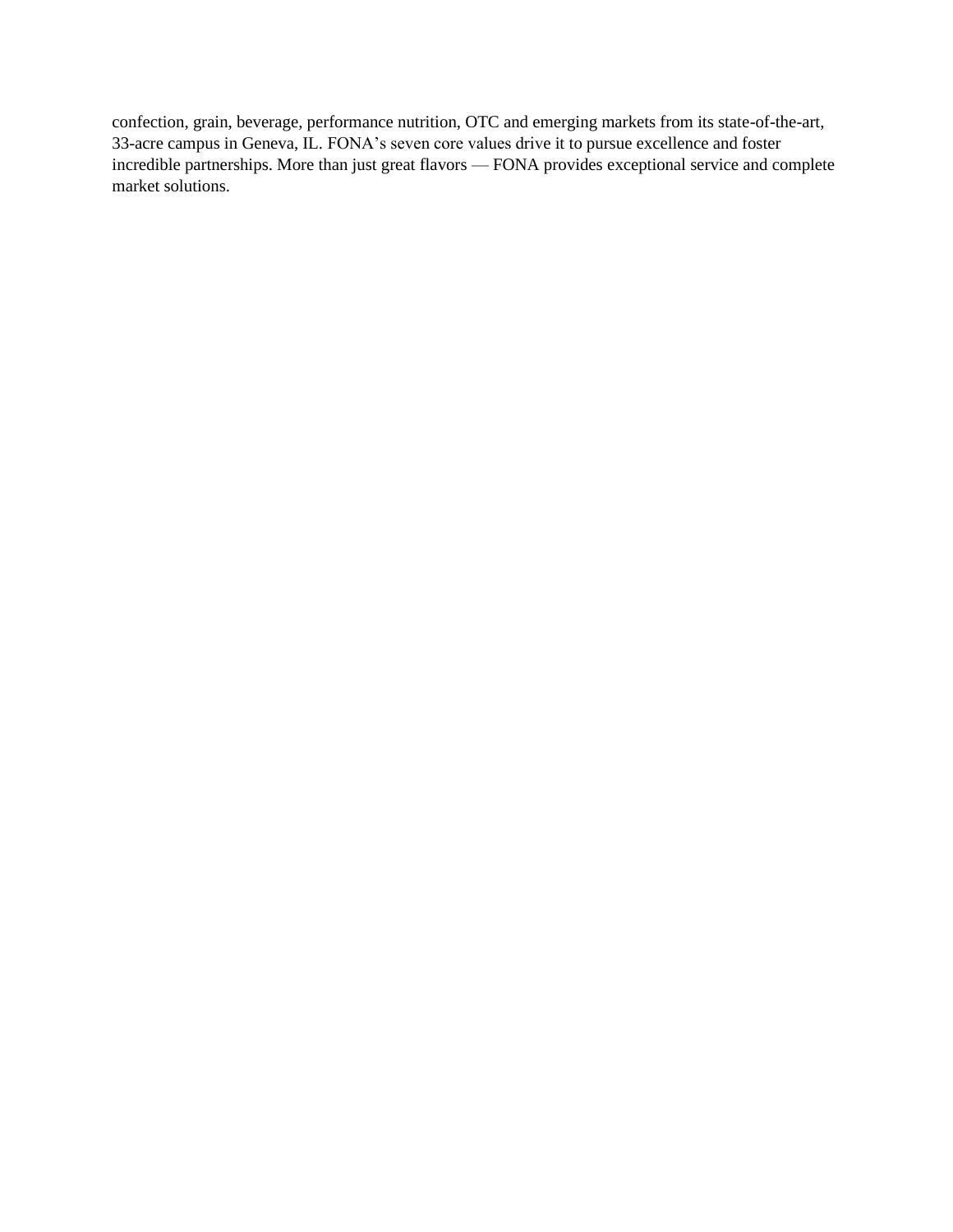confection, grain, beverage, performance nutrition, OTC and emerging markets from its state-of-the-art, 33-acre campus in Geneva, IL. FONA's seven core values drive it to pursue excellence and foster incredible partnerships. More than just great flavors — FONA provides exceptional service and complete market solutions.